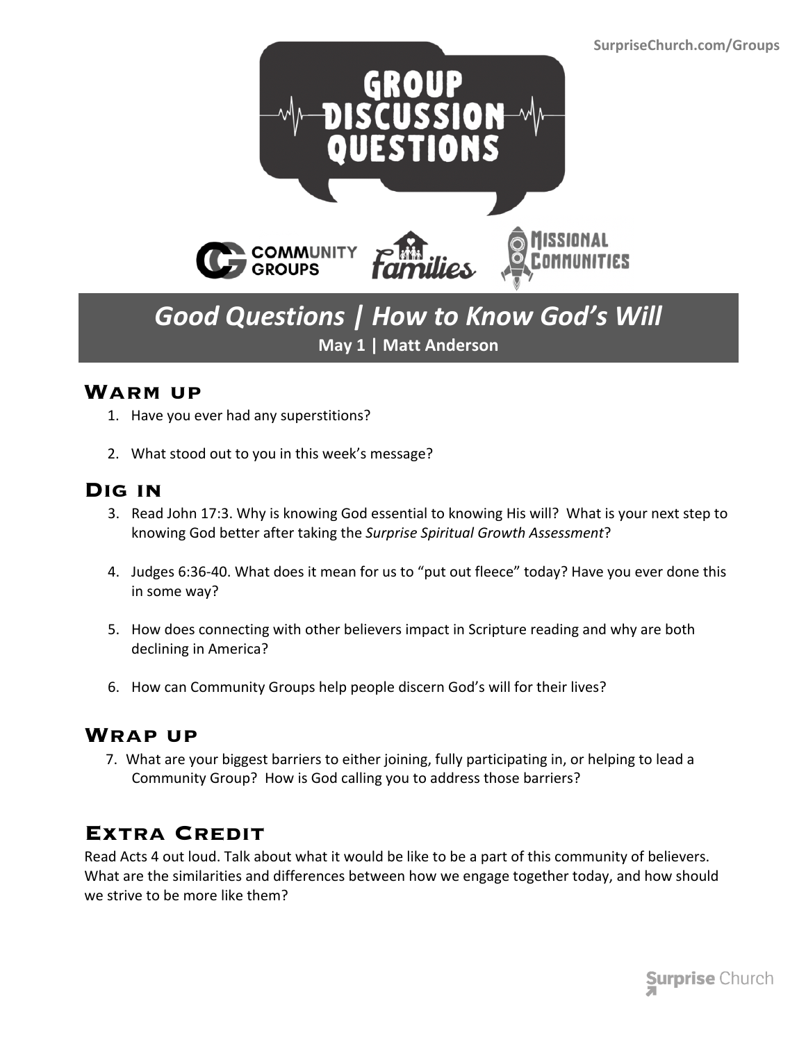SurpriseChurch.com/Groups

# GROUP DISCUSSION QUESTIONS

COMMUNITY GROUPS | families | MISSIONAL COMMUNITIES

## *Good Questions | How to Know God's Will*

**May 1 | Matt Anderson**

### Warm up

1. Have you ever had any superstitions?

2. What stood out to you in this week's message?

### Dig in

3. Read John 17:3. Why is knowing God essential to knowing His will? What is your next step to knowing God better after taking the *Surprise Spiritual Growth Assessment*?

4. Judges 6:36-40. What does it mean for us to "put out fleece" today? Have you ever done this in some way?

5. How does connecting with other believers impact in Scripture reading and why are both declining in America?

6. How can Community Groups help people discern God's will for their lives?

### Wrap up

7. What are your biggest barriers to either joining, fully participating in, or helping to lead a Community Group? How is God calling you to address those barriers?

### Extra Credit

Read Acts 4 out loud. Talk about what it would be like to be a part of this community of believers. What are the similarities and differences between how we engage together today, and how should we strive to be more like them?

Surprise Church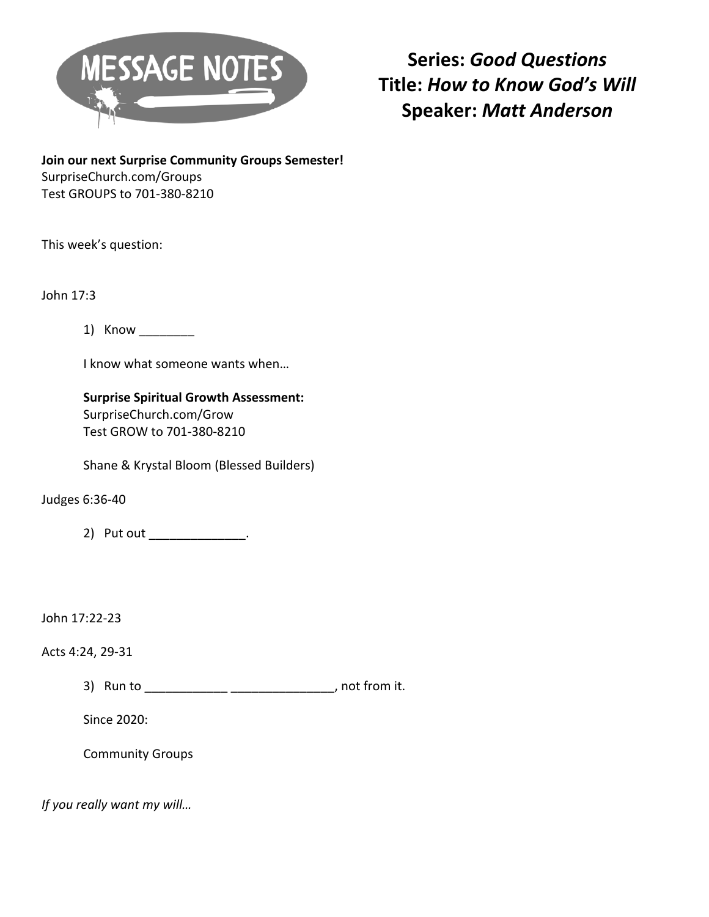MESSAGE NOTES

**Series:** ***Good Questions***
**Title:** ***How to Know God's Will***
**Speaker:** ***Matt Anderson***

**Join our next Surprise Community Groups Semester!**
SurpriseChurch.com/Groups
Test GROUPS to 701-380-8210

This week's question:

John 17:3

1) Know ________

I know what someone wants when…

**Surprise Spiritual Growth Assessment:**
SurpriseChurch.com/Grow
Test GROW to 701-380-8210

Shane & Krystal Bloom (Blessed Builders)

Judges 6:36-40

2) Put out ______________.

John 17:22-23

Acts 4:24, 29-31

3) Run to ____________ _______________, not from it.

Since 2020:

Community Groups

*If you really want my will…*